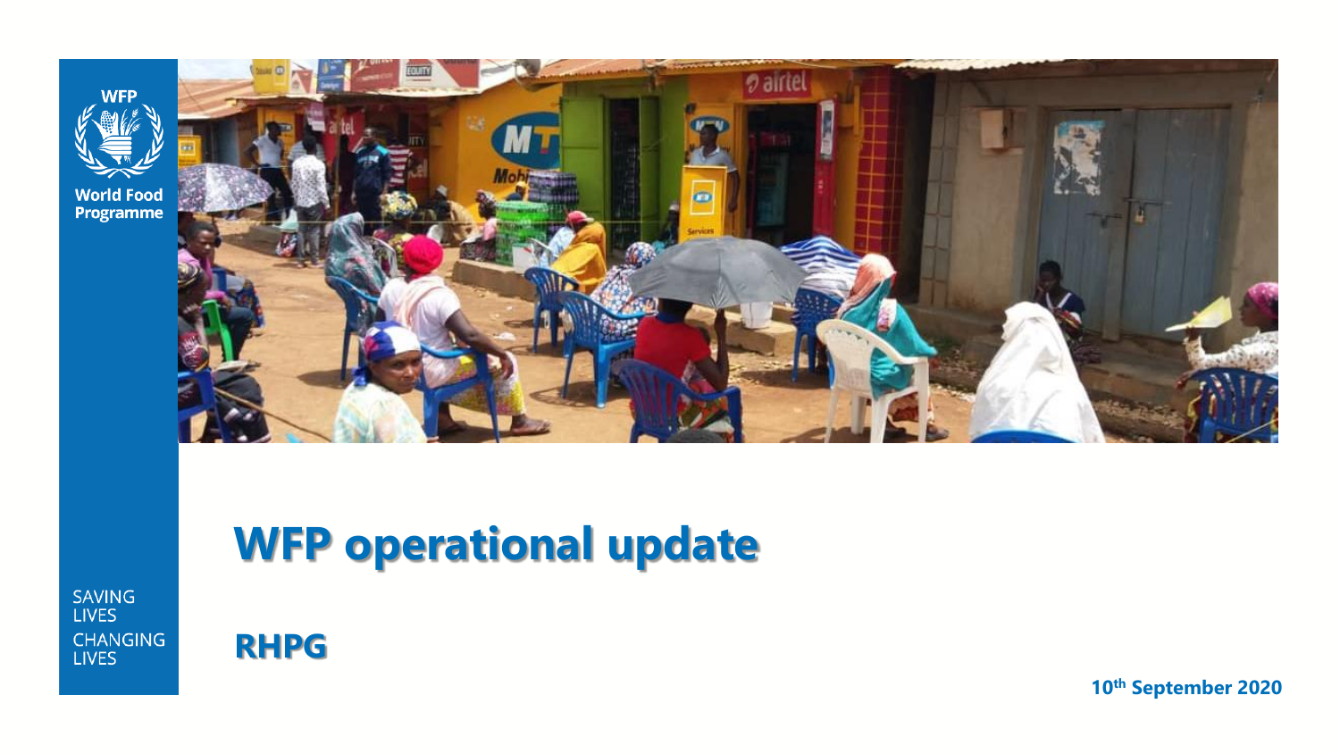WFP

World Food Programme

# WFP operational update

## RHPG

10th September 2020

SAVING LIVES

CHANGING LIVES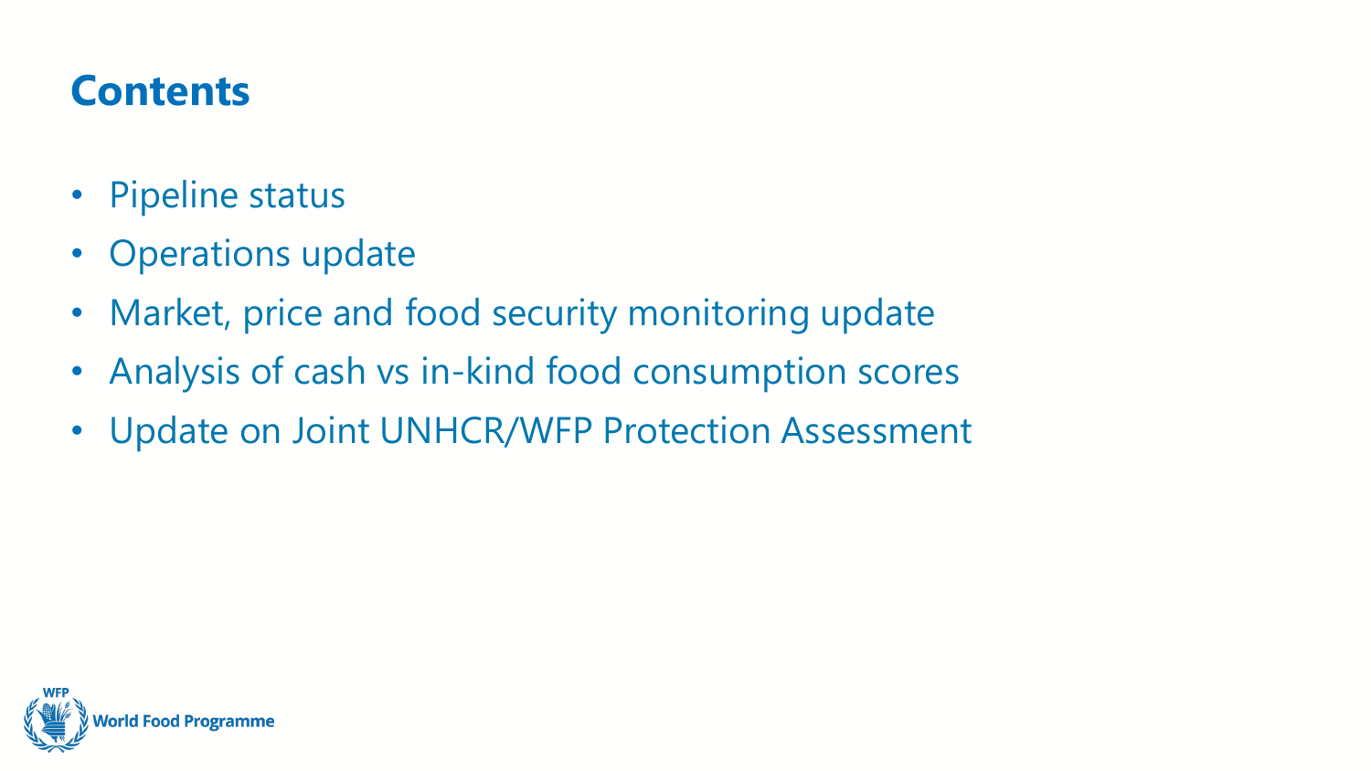# Contents

- Pipeline status
- Operations update
- Market, price and food security monitoring update
- Analysis of cash vs in-kind food consumption scores
- Update on Joint UNHCR/WFP Protection Assessment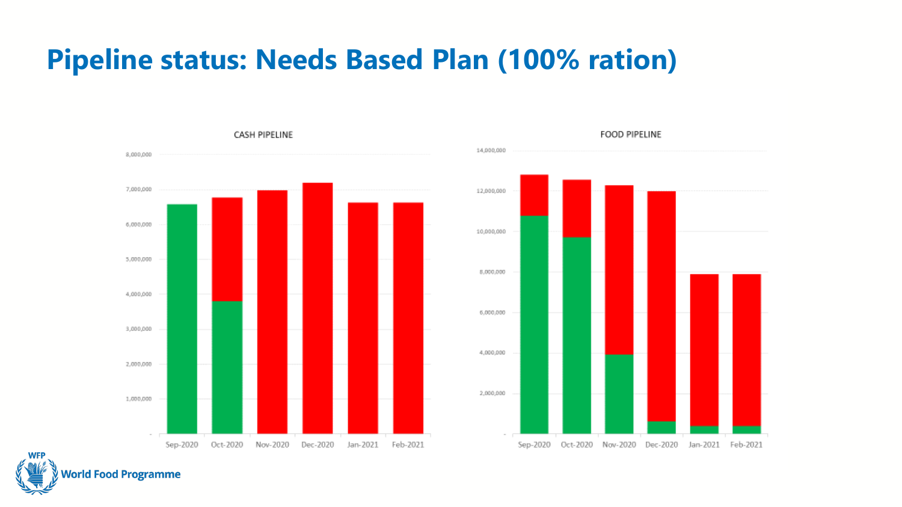# Pipeline status: Needs Based Plan (100% ration)

CASH PIPELINE

FOOD PIPELINE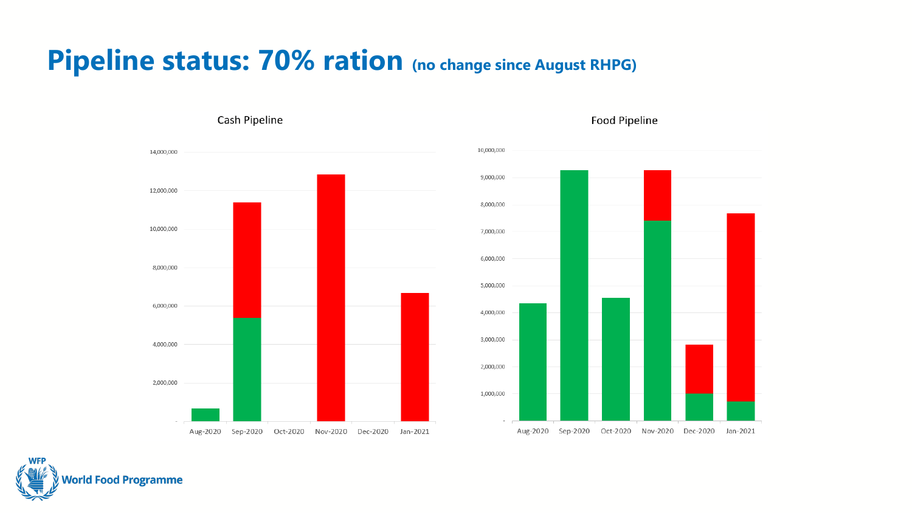# Pipeline status: 70% ration (no change since August RHPG)

Cash Pipeline

Food Pipeline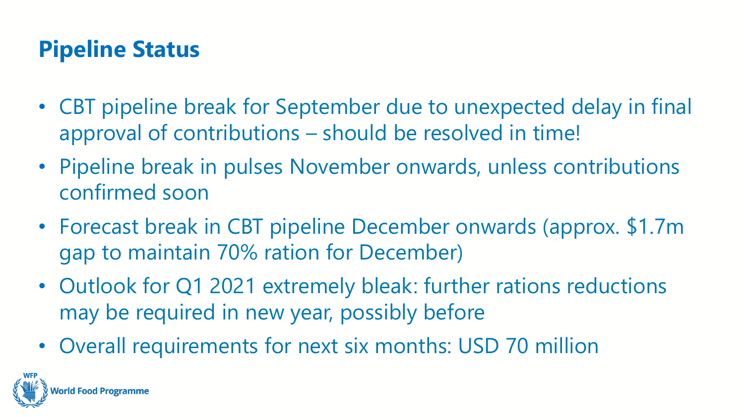# Pipeline Status

- CBT pipeline break for September due to unexpected delay in final approval of contributions – should be resolved in time!
- Pipeline break in pulses November onwards, unless contributions confirmed soon
- Forecast break in CBT pipeline December onwards (approx. $1.7m gap to maintain 70% ration for December)
- Outlook for Q1 2021 extremely bleak: further rations reductions may be required in new year, possibly before
- Overall requirements for next six months: USD 70 million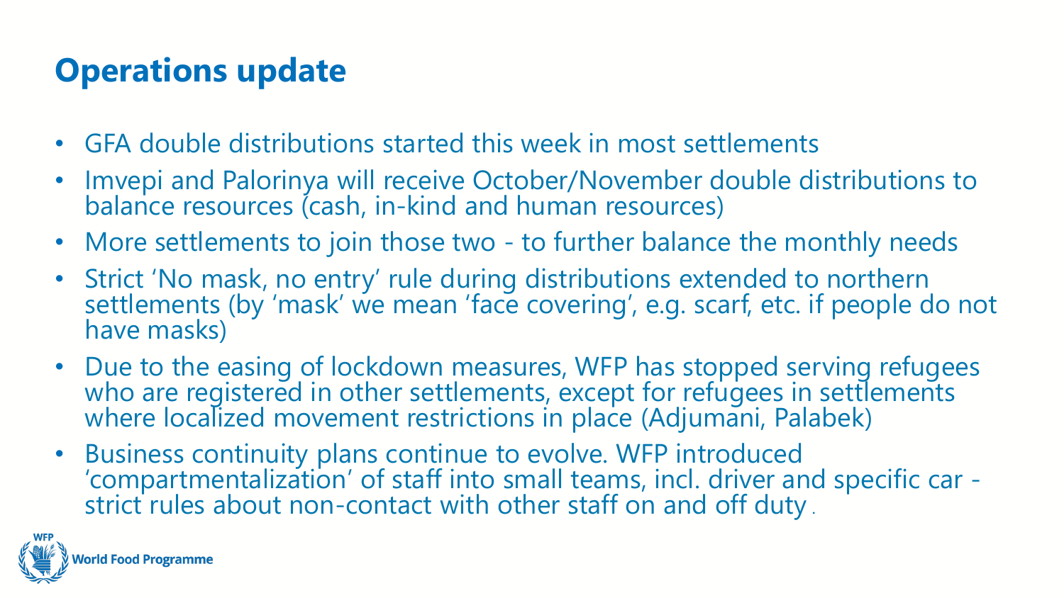# Operations update

- GFA double distributions started this week in most settlements
- Imvepi and Palorinya will receive October/November double distributions to balance resources (cash, in-kind and human resources)
- More settlements to join those two - to further balance the monthly needs
- Strict 'No mask, no entry' rule during distributions extended to northern settlements (by 'mask' we mean 'face covering', e.g. scarf, etc. if people do not have masks)
- Due to the easing of lockdown measures, WFP has stopped serving refugees who are registered in other settlements, except for refugees in settlements where localized movement restrictions in place (Adjumani, Palabek)
- Business continuity plans continue to evolve. WFP introduced 'compartmentalization' of staff into small teams, incl. driver and specific car - strict rules about non-contact with other staff on and off duty.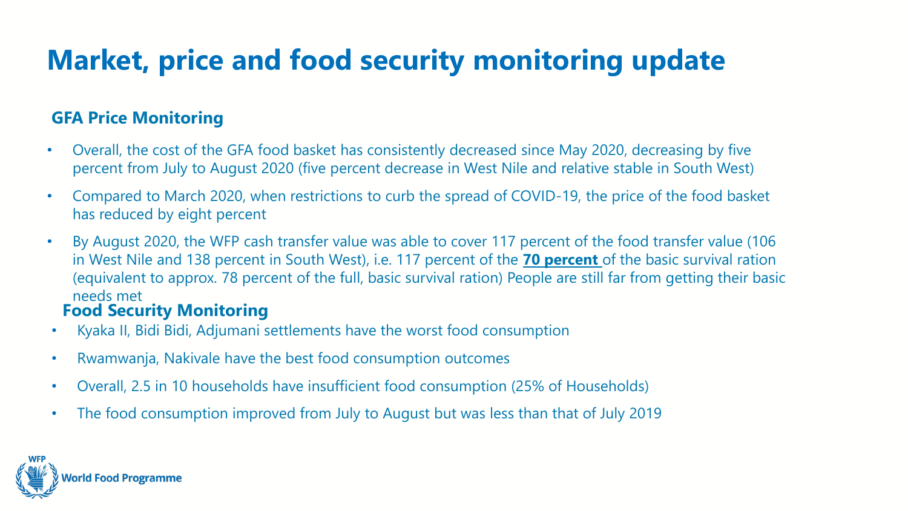# Market, price and food security monitoring update

## GFA Price Monitoring

- Overall, the cost of the GFA food basket has consistently decreased since May 2020, decreasing by five percent from July to August 2020 (five percent decrease in West Nile and relative stable in South West)
- Compared to March 2020, when restrictions to curb the spread of COVID-19, the price of the food basket has reduced by eight percent
- By August 2020, the WFP cash transfer value was able to cover 117 percent of the food transfer value (106 in West Nile and 138 percent in South West), i.e. 117 percent of the **70 percent** of the basic survival ration (equivalent to approx. 78 percent of the full, basic survival ration) People are still far from getting their basic needs met

## Food Security Monitoring

- Kyaka II, Bidi Bidi, Adjumani settlements have the worst food consumption
- Rwamwanja, Nakivale have the best food consumption outcomes
- Overall, 2.5 in 10 households have insufficient food consumption (25% of Households)
- The food consumption improved from July to August but was less than that of July 2019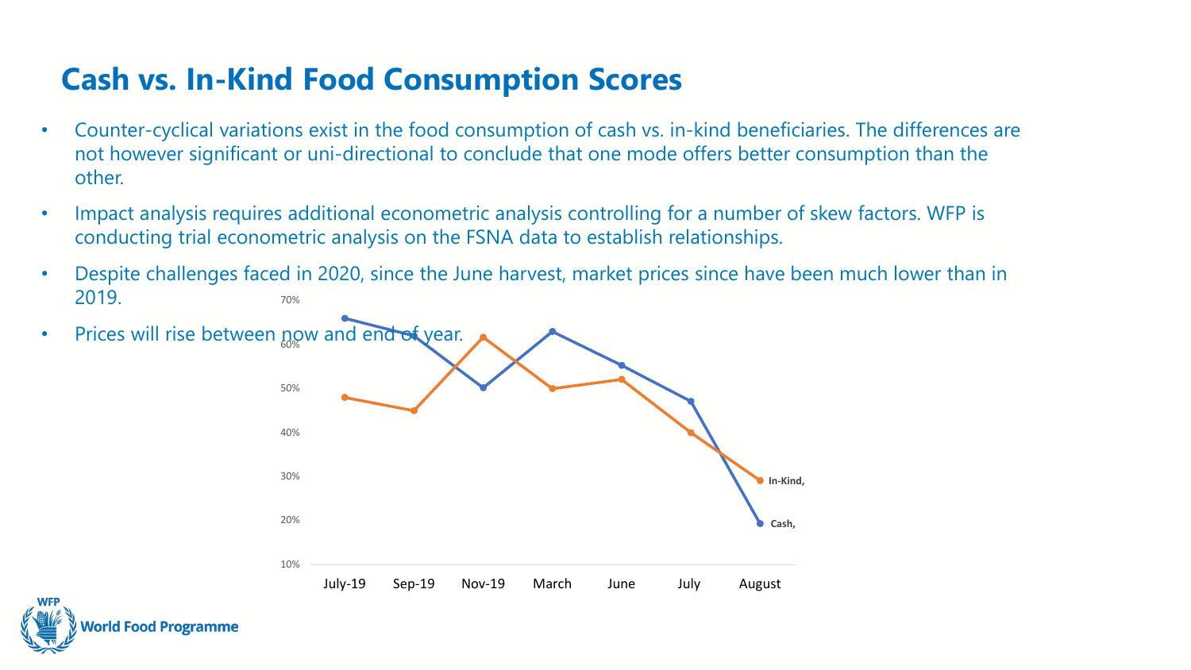# Cash vs. In-Kind Food Consumption Scores

- Counter-cyclical variations exist in the food consumption of cash vs. in-kind beneficiaries. The differences are not however significant or uni-directional to conclude that one mode offers better consumption than the other.
- Impact analysis requires additional econometric analysis controlling for a number of skew factors. WFP is conducting trial econometric analysis on the FSNA data to establish relationships.
- Despite challenges faced in 2020, since the June harvest, market prices since have been much lower than in 2019.
- Prices will rise between now and end of year.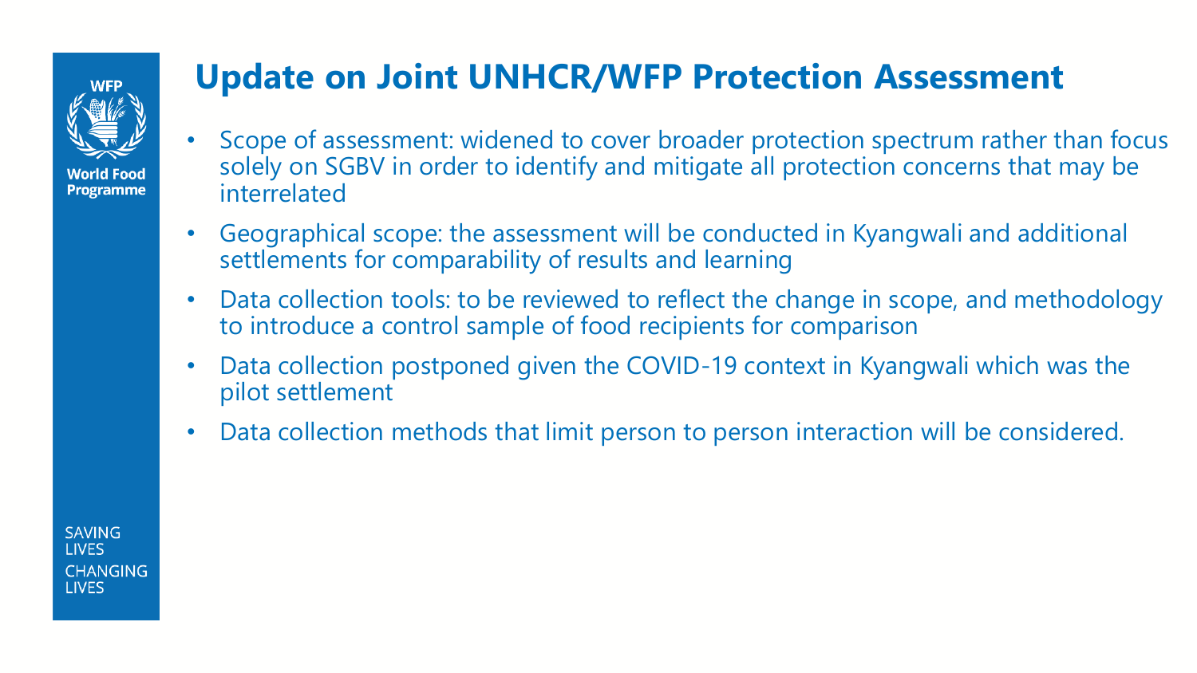# Update on Joint UNHCR/WFP Protection Assessment

- Scope of assessment: widened to cover broader protection spectrum rather than focus solely on SGBV in order to identify and mitigate all protection concerns that may be interrelated
- Geographical scope: the assessment will be conducted in Kyangwali and additional settlements for comparability of results and learning
- Data collection tools: to be reviewed to reflect the change in scope, and methodology to introduce a control sample of food recipients for comparison
- Data collection postponed given the COVID-19 context in Kyangwali which was the pilot settlement
- Data collection methods that limit person to person interaction will be considered.